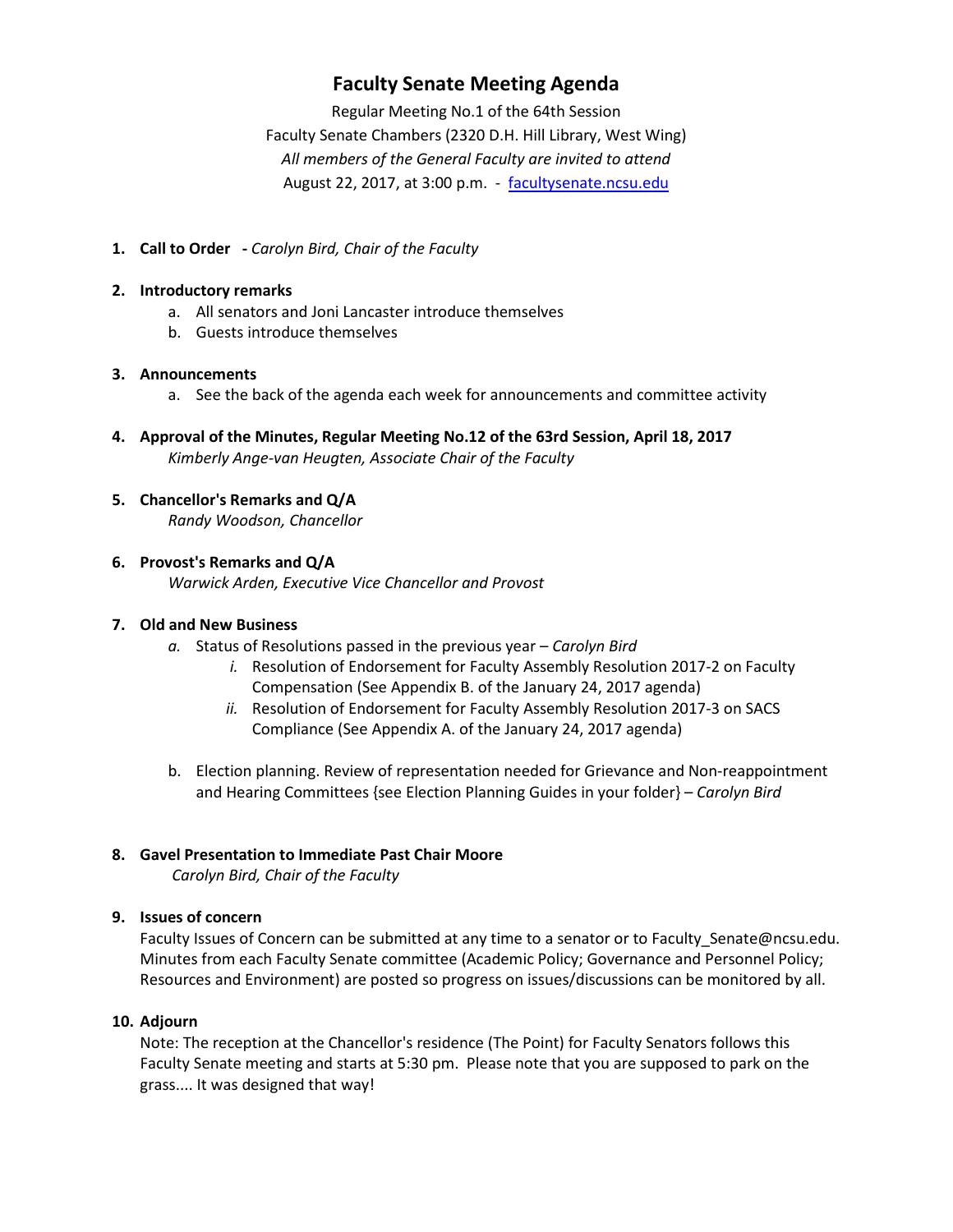# Faculty Senate Meeting Agenda

Regular Meeting No.1 of the 64th Session
Faculty Senate Chambers (2320 D.H. Hill Library, West Wing)
*All members of the General Faculty are invited to attend*
August 22, 2017, at 3:00 p.m. - [facultysenate.ncsu.edu](facultysenate.ncsu.edu)

1. **Call to Order -** *Carolyn Bird, Chair of the Faculty*

2. **Introductory remarks**
   a. All senators and Joni Lancaster introduce themselves
   b. Guests introduce themselves

3. **Announcements**
   a. See the back of the agenda each week for announcements and committee activity

4. **Approval of the Minutes, Regular Meeting No.12 of the 63rd Session, April 18, 2017**
   *Kimberly Ange-van Heugten, Associate Chair of the Faculty*

5. **Chancellor's Remarks and Q/A**
   *Randy Woodson, Chancellor*

6. **Provost's Remarks and Q/A**
   *Warwick Arden, Executive Vice Chancellor and Provost*

7. **Old and New Business**
   *a.* Status of Resolutions passed in the previous year – *Carolyn Bird*
      *i.* Resolution of Endorsement for Faculty Assembly Resolution 2017-2 on Faculty Compensation (See Appendix B. of the January 24, 2017 agenda)
      *ii.* Resolution of Endorsement for Faculty Assembly Resolution 2017-3 on SACS Compliance (See Appendix A. of the January 24, 2017 agenda)

   b. Election planning. Review of representation needed for Grievance and Non-reappointment and Hearing Committees {see Election Planning Guides in your folder} – *Carolyn Bird*

8. **Gavel Presentation to Immediate Past Chair Moore**
   *Carolyn Bird, Chair of the Faculty*

9. **Issues of concern**
   Faculty Issues of Concern can be submitted at any time to a senator or to Faculty_Senate@ncsu.edu. Minutes from each Faculty Senate committee (Academic Policy; Governance and Personnel Policy; Resources and Environment) are posted so progress on issues/discussions can be monitored by all.

10. **Adjourn**
    Note: The reception at the Chancellor's residence (The Point) for Faculty Senators follows this Faculty Senate meeting and starts at 5:30 pm. Please note that you are supposed to park on the grass.... It was designed that way!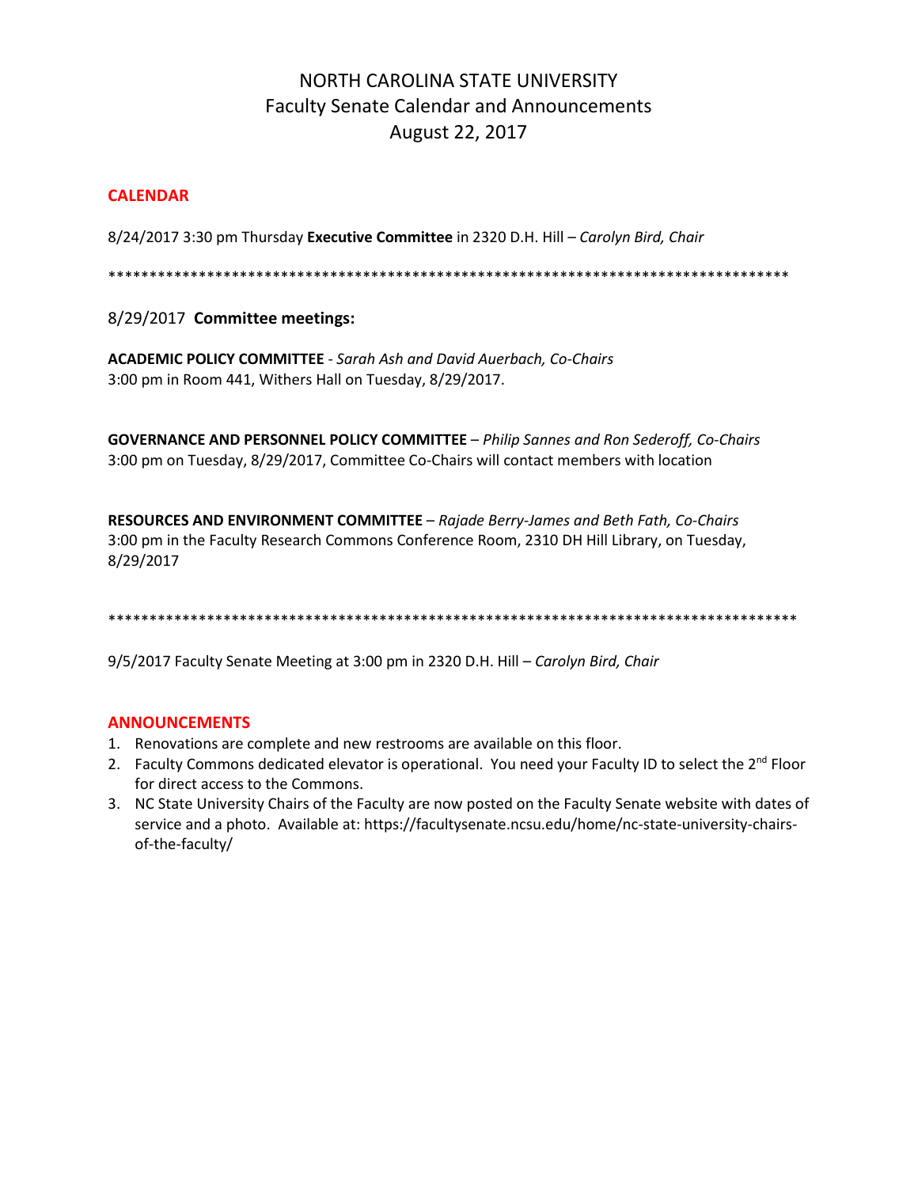# NORTH CAROLINA STATE UNIVERSITY
## Faculty Senate Calendar and Announcements
## August 22, 2017

### CALENDAR

8/24/2017 3:30 pm Thursday **Executive Committee** in 2320 D.H. Hill – *Carolyn Bird, Chair*

************************************************************************************

8/29/2017 **Committee meetings:**

**ACADEMIC POLICY COMMITTEE** - *Sarah Ash and David Auerbach, Co-Chairs*
3:00 pm in Room 441, Withers Hall on Tuesday, 8/29/2017.

**GOVERNANCE AND PERSONNEL POLICY COMMITTEE** – *Philip Sannes and Ron Sederoff, Co-Chairs*
3:00 pm on Tuesday, 8/29/2017, Committee Co-Chairs will contact members with location

**RESOURCES AND ENVIRONMENT COMMITTEE** – *Rajade Berry-James and Beth Fath, Co-Chairs*
3:00 pm in the Faculty Research Commons Conference Room, 2310 DH Hill Library, on Tuesday, 8/29/2017

************************************************************************************

9/5/2017 Faculty Senate Meeting at 3:00 pm in 2320 D.H. Hill – *Carolyn Bird, Chair*

### ANNOUNCEMENTS

1. Renovations are complete and new restrooms are available on this floor.
2. Faculty Commons dedicated elevator is operational. You need your Faculty ID to select the 2nd Floor for direct access to the Commons.
3. NC State University Chairs of the Faculty are now posted on the Faculty Senate website with dates of service and a photo. Available at: https://facultysenate.ncsu.edu/home/nc-state-university-chairs-of-the-faculty/